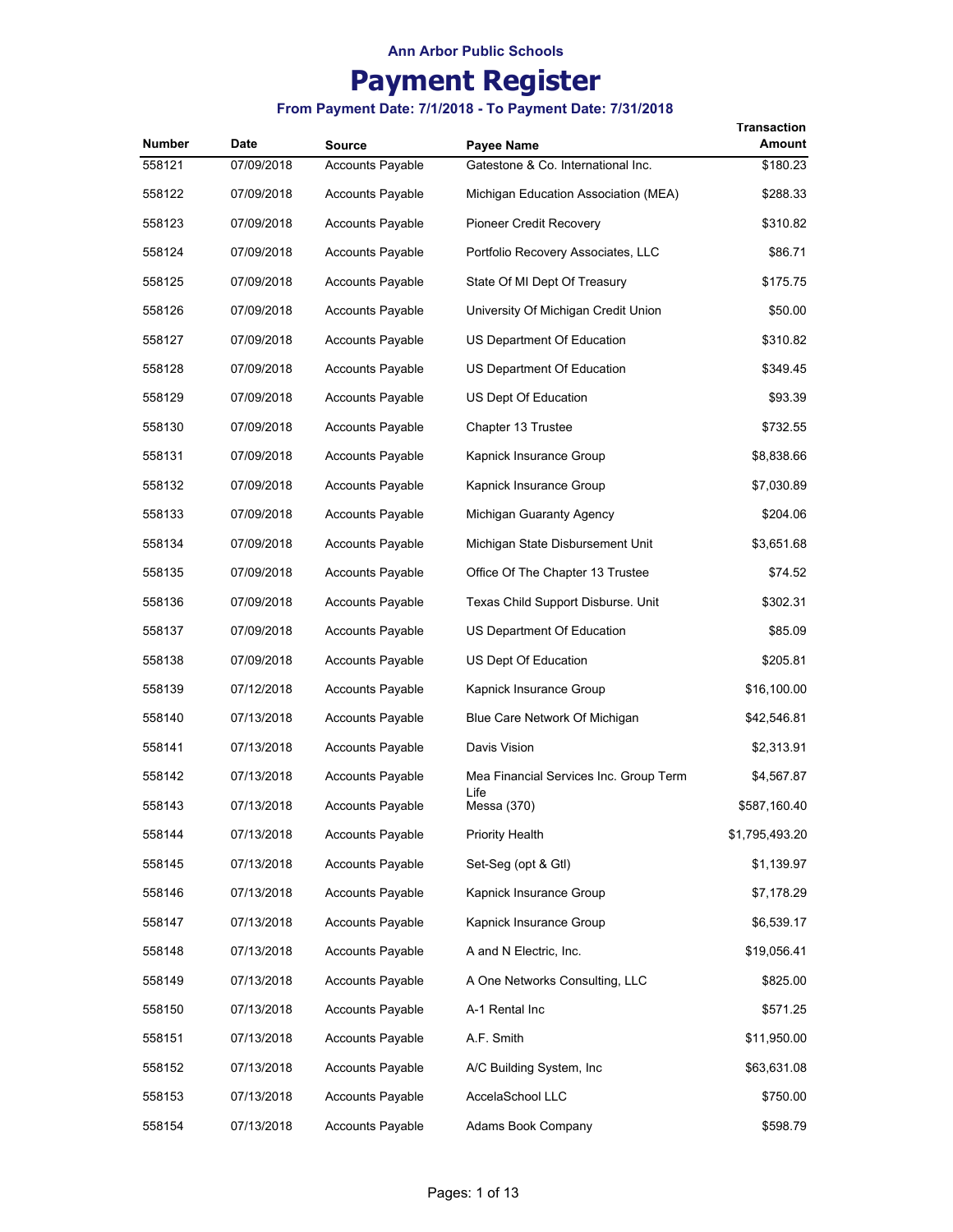Ann Arbor Public Schools

# Payment Register

### From Payment Date: 7/1/2018 - To Payment Date: 7/31/2018

| Number | Date | Source | Payee Name | Transaction Amount |
|---|---|---|---|---|
| 558121 | 07/09/2018 | Accounts Payable | Gatestone & Co. International Inc. | $180.23 |
| 558122 | 07/09/2018 | Accounts Payable | Michigan Education Association (MEA) | $288.33 |
| 558123 | 07/09/2018 | Accounts Payable | Pioneer Credit Recovery | $310.82 |
| 558124 | 07/09/2018 | Accounts Payable | Portfolio Recovery Associates, LLC | $86.71 |
| 558125 | 07/09/2018 | Accounts Payable | State Of MI Dept Of Treasury | $175.75 |
| 558126 | 07/09/2018 | Accounts Payable | University Of Michigan Credit Union | $50.00 |
| 558127 | 07/09/2018 | Accounts Payable | US Department Of Education | $310.82 |
| 558128 | 07/09/2018 | Accounts Payable | US Department Of Education | $349.45 |
| 558129 | 07/09/2018 | Accounts Payable | US Dept Of Education | $93.39 |
| 558130 | 07/09/2018 | Accounts Payable | Chapter 13 Trustee | $732.55 |
| 558131 | 07/09/2018 | Accounts Payable | Kapnick Insurance Group | $8,838.66 |
| 558132 | 07/09/2018 | Accounts Payable | Kapnick Insurance Group | $7,030.89 |
| 558133 | 07/09/2018 | Accounts Payable | Michigan Guaranty Agency | $204.06 |
| 558134 | 07/09/2018 | Accounts Payable | Michigan State Disbursement Unit | $3,651.68 |
| 558135 | 07/09/2018 | Accounts Payable | Office Of The Chapter 13 Trustee | $74.52 |
| 558136 | 07/09/2018 | Accounts Payable | Texas Child Support Disburse. Unit | $302.31 |
| 558137 | 07/09/2018 | Accounts Payable | US Department Of Education | $85.09 |
| 558138 | 07/09/2018 | Accounts Payable | US Dept Of Education | $205.81 |
| 558139 | 07/12/2018 | Accounts Payable | Kapnick Insurance Group | $16,100.00 |
| 558140 | 07/13/2018 | Accounts Payable | Blue Care Network Of Michigan | $42,546.81 |
| 558141 | 07/13/2018 | Accounts Payable | Davis Vision | $2,313.91 |
| 558142 | 07/13/2018 | Accounts Payable | Mea Financial Services Inc. Group Term Life | $4,567.87 |
| 558143 | 07/13/2018 | Accounts Payable | Messa (370) | $587,160.40 |
| 558144 | 07/13/2018 | Accounts Payable | Priority Health | $1,795,493.20 |
| 558145 | 07/13/2018 | Accounts Payable | Set-Seg (opt & Gtl) | $1,139.97 |
| 558146 | 07/13/2018 | Accounts Payable | Kapnick Insurance Group | $7,178.29 |
| 558147 | 07/13/2018 | Accounts Payable | Kapnick Insurance Group | $6,539.17 |
| 558148 | 07/13/2018 | Accounts Payable | A and N Electric, Inc. | $19,056.41 |
| 558149 | 07/13/2018 | Accounts Payable | A One Networks Consulting, LLC | $825.00 |
| 558150 | 07/13/2018 | Accounts Payable | A-1 Rental Inc | $571.25 |
| 558151 | 07/13/2018 | Accounts Payable | A.F. Smith | $11,950.00 |
| 558152 | 07/13/2018 | Accounts Payable | A/C Building System, Inc | $63,631.08 |
| 558153 | 07/13/2018 | Accounts Payable | AccelaSchool LLC | $750.00 |
| 558154 | 07/13/2018 | Accounts Payable | Adams Book Company | $598.79 |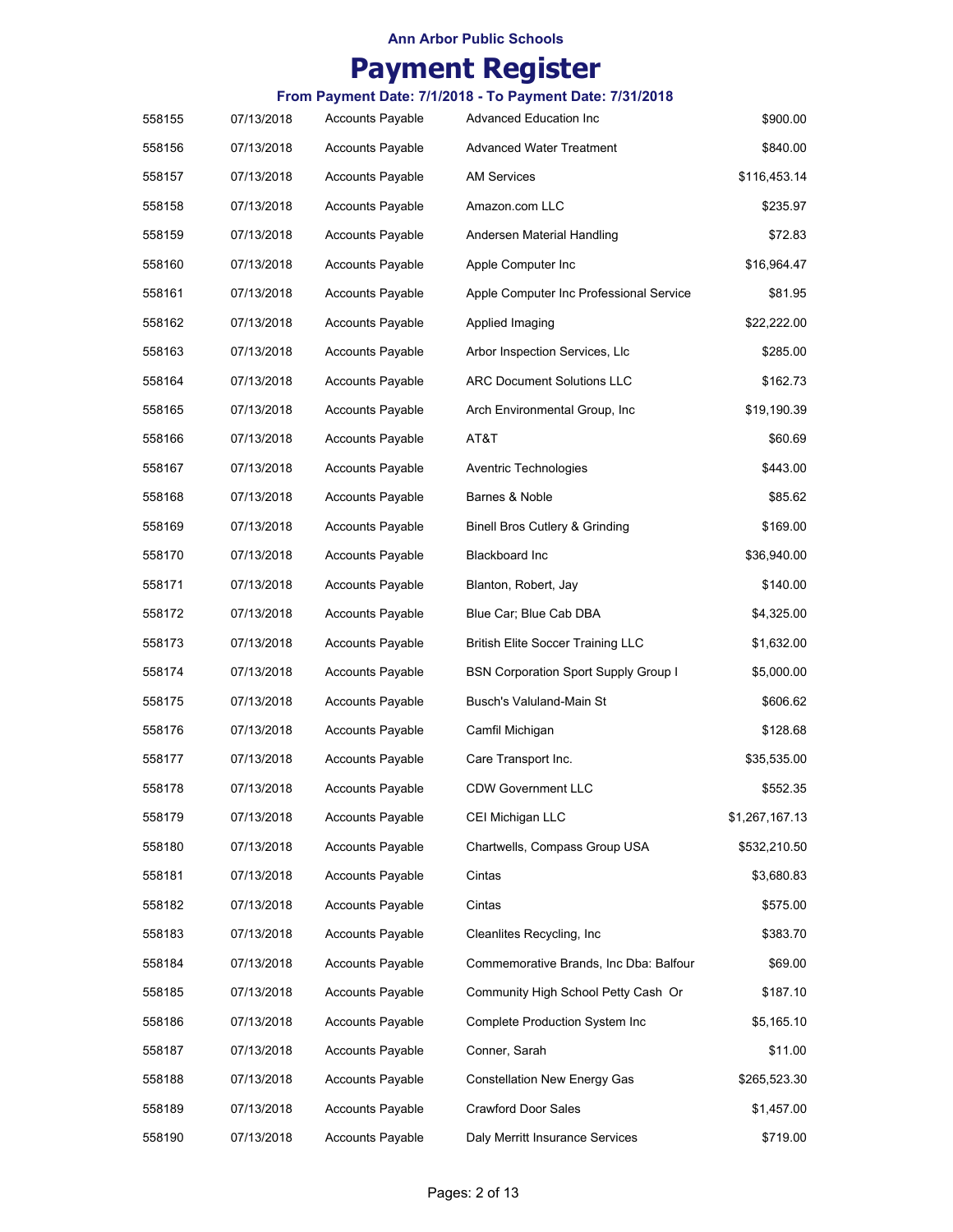Ann Arbor Public Schools

# Payment Register

### From Payment Date: 7/1/2018 - To Payment Date: 7/31/2018

| | | | | |
|---|---|---|---|---|
| 558155 | 07/13/2018 | Accounts Payable | Advanced Education Inc | $900.00 |
| 558156 | 07/13/2018 | Accounts Payable | Advanced Water Treatment | $840.00 |
| 558157 | 07/13/2018 | Accounts Payable | AM Services | $116,453.14 |
| 558158 | 07/13/2018 | Accounts Payable | Amazon.com LLC | $235.97 |
| 558159 | 07/13/2018 | Accounts Payable | Andersen Material Handling | $72.83 |
| 558160 | 07/13/2018 | Accounts Payable | Apple Computer Inc | $16,964.47 |
| 558161 | 07/13/2018 | Accounts Payable | Apple Computer Inc Professional Service | $81.95 |
| 558162 | 07/13/2018 | Accounts Payable | Applied Imaging | $22,222.00 |
| 558163 | 07/13/2018 | Accounts Payable | Arbor Inspection Services, Llc | $285.00 |
| 558164 | 07/13/2018 | Accounts Payable | ARC Document Solutions LLC | $162.73 |
| 558165 | 07/13/2018 | Accounts Payable | Arch Environmental Group, Inc | $19,190.39 |
| 558166 | 07/13/2018 | Accounts Payable | AT&T | $60.69 |
| 558167 | 07/13/2018 | Accounts Payable | Aventric Technologies | $443.00 |
| 558168 | 07/13/2018 | Accounts Payable | Barnes & Noble | $85.62 |
| 558169 | 07/13/2018 | Accounts Payable | Binell Bros Cutlery & Grinding | $169.00 |
| 558170 | 07/13/2018 | Accounts Payable | Blackboard Inc | $36,940.00 |
| 558171 | 07/13/2018 | Accounts Payable | Blanton, Robert, Jay | $140.00 |
| 558172 | 07/13/2018 | Accounts Payable | Blue Car; Blue Cab DBA | $4,325.00 |
| 558173 | 07/13/2018 | Accounts Payable | British Elite Soccer Training LLC | $1,632.00 |
| 558174 | 07/13/2018 | Accounts Payable | BSN Corporation Sport Supply Group I | $5,000.00 |
| 558175 | 07/13/2018 | Accounts Payable | Busch's Valuland-Main St | $606.62 |
| 558176 | 07/13/2018 | Accounts Payable | Camfil Michigan | $128.68 |
| 558177 | 07/13/2018 | Accounts Payable | Care Transport Inc. | $35,535.00 |
| 558178 | 07/13/2018 | Accounts Payable | CDW Government LLC | $552.35 |
| 558179 | 07/13/2018 | Accounts Payable | CEI Michigan LLC | $1,267,167.13 |
| 558180 | 07/13/2018 | Accounts Payable | Chartwells, Compass Group USA | $532,210.50 |
| 558181 | 07/13/2018 | Accounts Payable | Cintas | $3,680.83 |
| 558182 | 07/13/2018 | Accounts Payable | Cintas | $575.00 |
| 558183 | 07/13/2018 | Accounts Payable | Cleanlites Recycling, Inc | $383.70 |
| 558184 | 07/13/2018 | Accounts Payable | Commemorative Brands, Inc Dba: Balfour | $69.00 |
| 558185 | 07/13/2018 | Accounts Payable | Community High School Petty Cash Or | $187.10 |
| 558186 | 07/13/2018 | Accounts Payable | Complete Production System Inc | $5,165.10 |
| 558187 | 07/13/2018 | Accounts Payable | Conner, Sarah | $11.00 |
| 558188 | 07/13/2018 | Accounts Payable | Constellation New Energy Gas | $265,523.30 |
| 558189 | 07/13/2018 | Accounts Payable | Crawford Door Sales | $1,457.00 |
| 558190 | 07/13/2018 | Accounts Payable | Daly Merritt Insurance Services | $719.00 |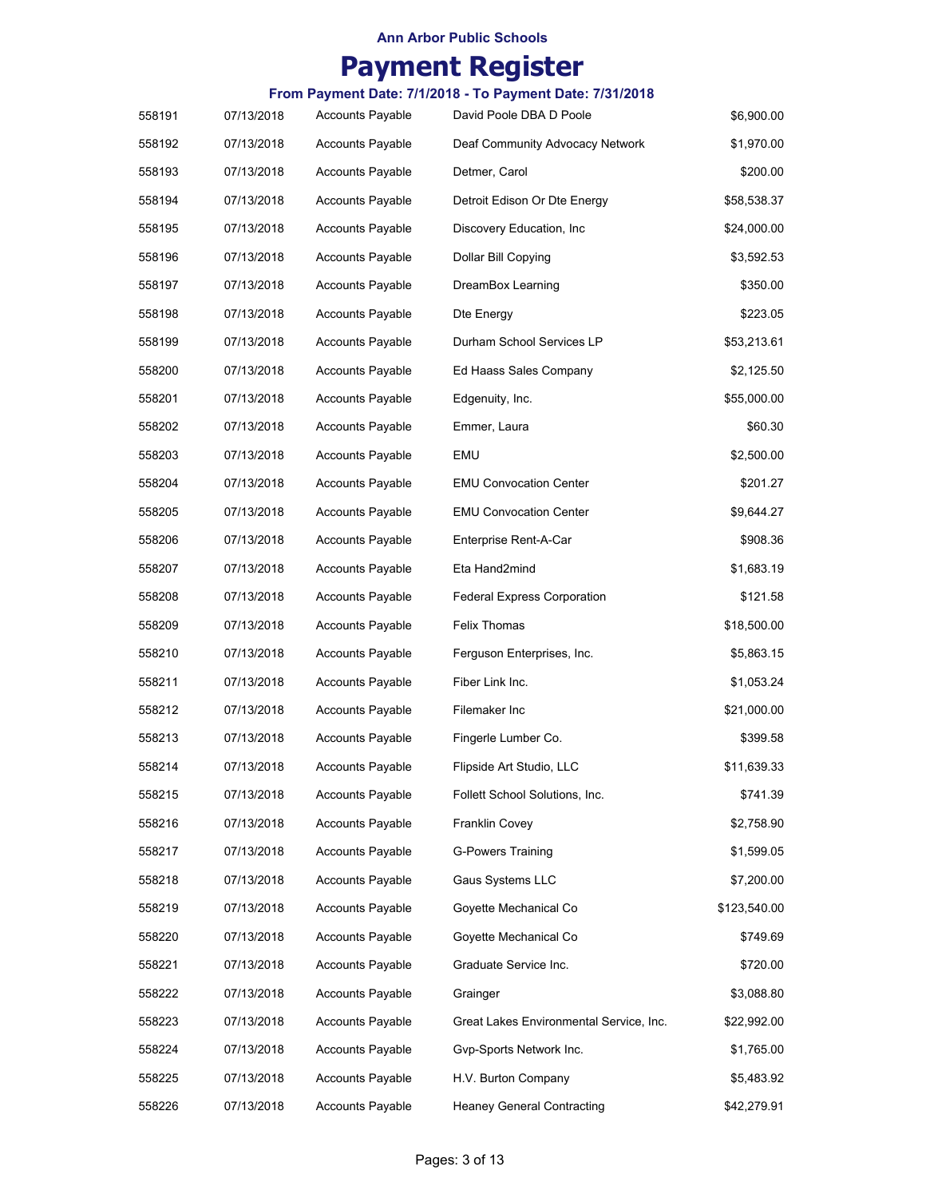**Ann Arbor Public Schools**

# Payment Register

### From Payment Date: 7/1/2018 - To Payment Date: 7/31/2018

| | | | | |
|---|---|---|---|---|
| 558191 | 07/13/2018 | Accounts Payable | David Poole DBA D Poole | $6,900.00 |
| 558192 | 07/13/2018 | Accounts Payable | Deaf Community Advocacy Network | $1,970.00 |
| 558193 | 07/13/2018 | Accounts Payable | Detmer, Carol | $200.00 |
| 558194 | 07/13/2018 | Accounts Payable | Detroit Edison Or Dte Energy | $58,538.37 |
| 558195 | 07/13/2018 | Accounts Payable | Discovery Education, Inc | $24,000.00 |
| 558196 | 07/13/2018 | Accounts Payable | Dollar Bill Copying | $3,592.53 |
| 558197 | 07/13/2018 | Accounts Payable | DreamBox Learning | $350.00 |
| 558198 | 07/13/2018 | Accounts Payable | Dte Energy | $223.05 |
| 558199 | 07/13/2018 | Accounts Payable | Durham School Services LP | $53,213.61 |
| 558200 | 07/13/2018 | Accounts Payable | Ed Haass Sales Company | $2,125.50 |
| 558201 | 07/13/2018 | Accounts Payable | Edgenuity, Inc. | $55,000.00 |
| 558202 | 07/13/2018 | Accounts Payable | Emmer, Laura | $60.30 |
| 558203 | 07/13/2018 | Accounts Payable | EMU | $2,500.00 |
| 558204 | 07/13/2018 | Accounts Payable | EMU Convocation Center | $201.27 |
| 558205 | 07/13/2018 | Accounts Payable | EMU Convocation Center | $9,644.27 |
| 558206 | 07/13/2018 | Accounts Payable | Enterprise Rent-A-Car | $908.36 |
| 558207 | 07/13/2018 | Accounts Payable | Eta Hand2mind | $1,683.19 |
| 558208 | 07/13/2018 | Accounts Payable | Federal Express Corporation | $121.58 |
| 558209 | 07/13/2018 | Accounts Payable | Felix Thomas | $18,500.00 |
| 558210 | 07/13/2018 | Accounts Payable | Ferguson Enterprises, Inc. | $5,863.15 |
| 558211 | 07/13/2018 | Accounts Payable | Fiber Link Inc. | $1,053.24 |
| 558212 | 07/13/2018 | Accounts Payable | Filemaker Inc | $21,000.00 |
| 558213 | 07/13/2018 | Accounts Payable | Fingerle Lumber Co. | $399.58 |
| 558214 | 07/13/2018 | Accounts Payable | Flipside Art Studio, LLC | $11,639.33 |
| 558215 | 07/13/2018 | Accounts Payable | Follett School Solutions, Inc. | $741.39 |
| 558216 | 07/13/2018 | Accounts Payable | Franklin Covey | $2,758.90 |
| 558217 | 07/13/2018 | Accounts Payable | G-Powers Training | $1,599.05 |
| 558218 | 07/13/2018 | Accounts Payable | Gaus Systems LLC | $7,200.00 |
| 558219 | 07/13/2018 | Accounts Payable | Goyette Mechanical Co | $123,540.00 |
| 558220 | 07/13/2018 | Accounts Payable | Goyette Mechanical Co | $749.69 |
| 558221 | 07/13/2018 | Accounts Payable | Graduate Service Inc. | $720.00 |
| 558222 | 07/13/2018 | Accounts Payable | Grainger | $3,088.80 |
| 558223 | 07/13/2018 | Accounts Payable | Great Lakes Environmental Service, Inc. | $22,992.00 |
| 558224 | 07/13/2018 | Accounts Payable | Gvp-Sports Network Inc. | $1,765.00 |
| 558225 | 07/13/2018 | Accounts Payable | H.V. Burton Company | $5,483.92 |
| 558226 | 07/13/2018 | Accounts Payable | Heaney General Contracting | $42,279.91 |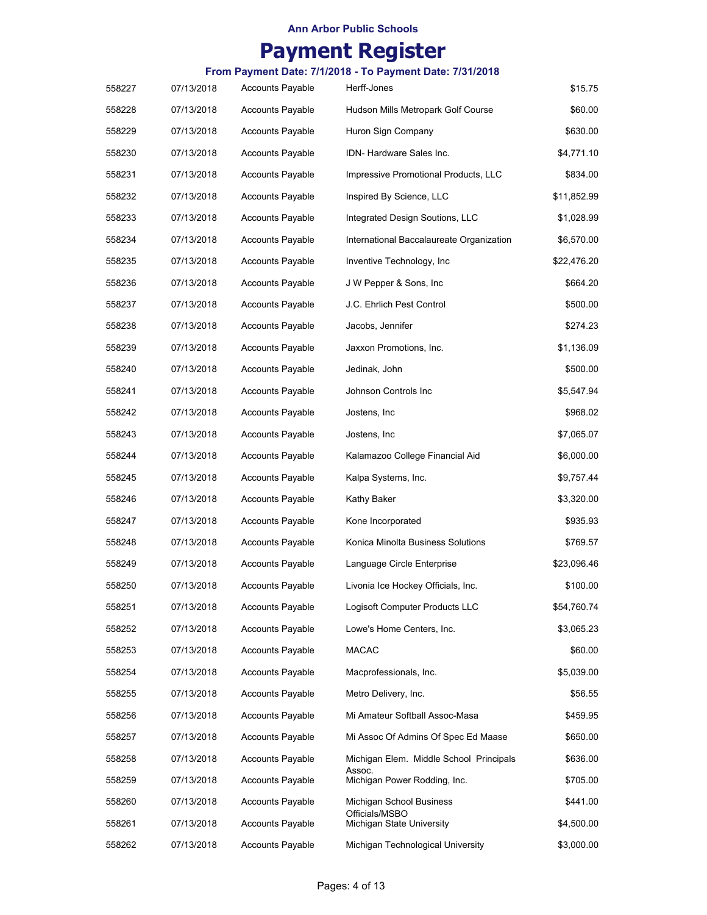# Ann Arbor Public Schools

# Payment Register

### From Payment Date: 7/1/2018 - To Payment Date: 7/31/2018

| | | | | |
|---|---|---|---|---|
| 558227 | 07/13/2018 | Accounts Payable | Herff-Jones | $15.75 |
| 558228 | 07/13/2018 | Accounts Payable | Hudson Mills Metropark Golf Course | $60.00 |
| 558229 | 07/13/2018 | Accounts Payable | Huron Sign Company | $630.00 |
| 558230 | 07/13/2018 | Accounts Payable | IDN- Hardware Sales Inc. | $4,771.10 |
| 558231 | 07/13/2018 | Accounts Payable | Impressive Promotional Products, LLC | $834.00 |
| 558232 | 07/13/2018 | Accounts Payable | Inspired By Science, LLC | $11,852.99 |
| 558233 | 07/13/2018 | Accounts Payable | Integrated Design Soutions, LLC | $1,028.99 |
| 558234 | 07/13/2018 | Accounts Payable | International Baccalaureate Organization | $6,570.00 |
| 558235 | 07/13/2018 | Accounts Payable | Inventive Technology, Inc | $22,476.20 |
| 558236 | 07/13/2018 | Accounts Payable | J W Pepper & Sons, Inc | $664.20 |
| 558237 | 07/13/2018 | Accounts Payable | J.C. Ehrlich Pest Control | $500.00 |
| 558238 | 07/13/2018 | Accounts Payable | Jacobs, Jennifer | $274.23 |
| 558239 | 07/13/2018 | Accounts Payable | Jaxxon Promotions, Inc. | $1,136.09 |
| 558240 | 07/13/2018 | Accounts Payable | Jedinak, John | $500.00 |
| 558241 | 07/13/2018 | Accounts Payable | Johnson Controls Inc | $5,547.94 |
| 558242 | 07/13/2018 | Accounts Payable | Jostens, Inc | $968.02 |
| 558243 | 07/13/2018 | Accounts Payable | Jostens, Inc | $7,065.07 |
| 558244 | 07/13/2018 | Accounts Payable | Kalamazoo College Financial Aid | $6,000.00 |
| 558245 | 07/13/2018 | Accounts Payable | Kalpa Systems, Inc. | $9,757.44 |
| 558246 | 07/13/2018 | Accounts Payable | Kathy Baker | $3,320.00 |
| 558247 | 07/13/2018 | Accounts Payable | Kone Incorporated | $935.93 |
| 558248 | 07/13/2018 | Accounts Payable | Konica Minolta Business Solutions | $769.57 |
| 558249 | 07/13/2018 | Accounts Payable | Language Circle Enterprise | $23,096.46 |
| 558250 | 07/13/2018 | Accounts Payable | Livonia Ice Hockey Officials, Inc. | $100.00 |
| 558251 | 07/13/2018 | Accounts Payable | Logisoft Computer Products LLC | $54,760.74 |
| 558252 | 07/13/2018 | Accounts Payable | Lowe's Home Centers, Inc. | $3,065.23 |
| 558253 | 07/13/2018 | Accounts Payable | MACAC | $60.00 |
| 558254 | 07/13/2018 | Accounts Payable | Macprofessionals, Inc. | $5,039.00 |
| 558255 | 07/13/2018 | Accounts Payable | Metro Delivery, Inc. | $56.55 |
| 558256 | 07/13/2018 | Accounts Payable | Mi Amateur Softball Assoc-Masa | $459.95 |
| 558257 | 07/13/2018 | Accounts Payable | Mi Assoc Of Admins Of Spec Ed Maase | $650.00 |
| 558258 | 07/13/2018 | Accounts Payable | Michigan Elem. Middle School Principals Assoc. | $636.00 |
| 558259 | 07/13/2018 | Accounts Payable | Michigan Power Rodding, Inc. | $705.00 |
| 558260 | 07/13/2018 | Accounts Payable | Michigan School Business Officials/MSBO | $441.00 |
| 558261 | 07/13/2018 | Accounts Payable | Michigan State University | $4,500.00 |
| 558262 | 07/13/2018 | Accounts Payable | Michigan Technological University | $3,000.00 |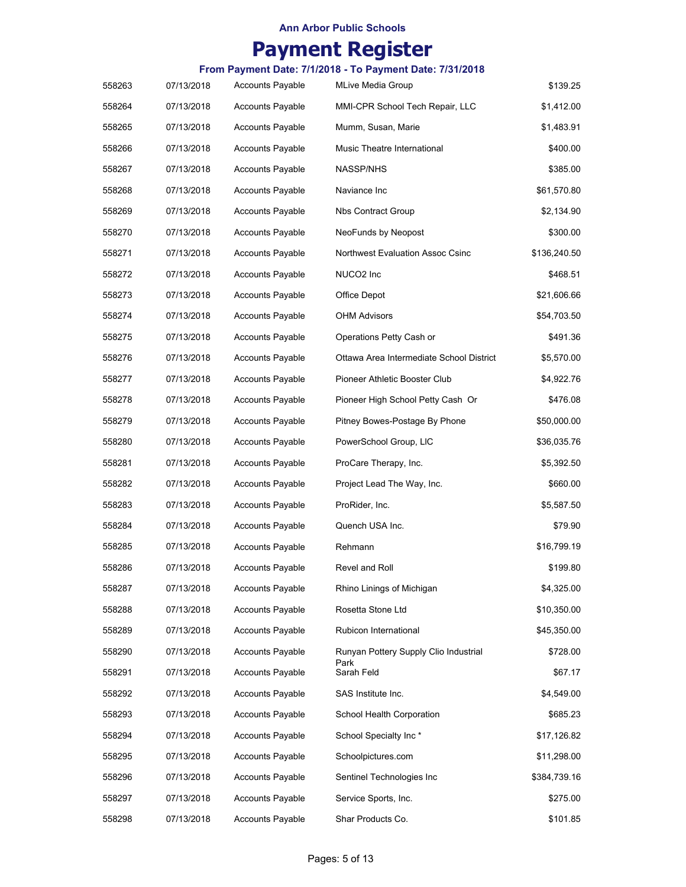**Ann Arbor Public Schools**

# Payment Register

### From Payment Date: 7/1/2018 - To Payment Date: 7/31/2018

| | | | | |
|---|---|---|---|---|
| 558263 | 07/13/2018 | Accounts Payable | MLive Media Group | $139.25 |
| 558264 | 07/13/2018 | Accounts Payable | MMI-CPR School Tech Repair, LLC | $1,412.00 |
| 558265 | 07/13/2018 | Accounts Payable | Mumm, Susan, Marie | $1,483.91 |
| 558266 | 07/13/2018 | Accounts Payable | Music Theatre International | $400.00 |
| 558267 | 07/13/2018 | Accounts Payable | NASSP/NHS | $385.00 |
| 558268 | 07/13/2018 | Accounts Payable | Naviance Inc | $61,570.80 |
| 558269 | 07/13/2018 | Accounts Payable | Nbs Contract Group | $2,134.90 |
| 558270 | 07/13/2018 | Accounts Payable | NeoFunds by Neopost | $300.00 |
| 558271 | 07/13/2018 | Accounts Payable | Northwest Evaluation Assoc Csinc | $136,240.50 |
| 558272 | 07/13/2018 | Accounts Payable | NUCO2 Inc | $468.51 |
| 558273 | 07/13/2018 | Accounts Payable | Office Depot | $21,606.66 |
| 558274 | 07/13/2018 | Accounts Payable | OHM Advisors | $54,703.50 |
| 558275 | 07/13/2018 | Accounts Payable | Operations Petty Cash or | $491.36 |
| 558276 | 07/13/2018 | Accounts Payable | Ottawa Area Intermediate School District | $5,570.00 |
| 558277 | 07/13/2018 | Accounts Payable | Pioneer Athletic Booster Club | $4,922.76 |
| 558278 | 07/13/2018 | Accounts Payable | Pioneer High School Petty Cash Or | $476.08 |
| 558279 | 07/13/2018 | Accounts Payable | Pitney Bowes-Postage By Phone | $50,000.00 |
| 558280 | 07/13/2018 | Accounts Payable | PowerSchool Group, LlC | $36,035.76 |
| 558281 | 07/13/2018 | Accounts Payable | ProCare Therapy, Inc. | $5,392.50 |
| 558282 | 07/13/2018 | Accounts Payable | Project Lead The Way, Inc. | $660.00 |
| 558283 | 07/13/2018 | Accounts Payable | ProRider, Inc. | $5,587.50 |
| 558284 | 07/13/2018 | Accounts Payable | Quench USA Inc. | $79.90 |
| 558285 | 07/13/2018 | Accounts Payable | Rehmann | $16,799.19 |
| 558286 | 07/13/2018 | Accounts Payable | Revel and Roll | $199.80 |
| 558287 | 07/13/2018 | Accounts Payable | Rhino Linings of Michigan | $4,325.00 |
| 558288 | 07/13/2018 | Accounts Payable | Rosetta Stone Ltd | $10,350.00 |
| 558289 | 07/13/2018 | Accounts Payable | Rubicon International | $45,350.00 |
| 558290 | 07/13/2018 | Accounts Payable | Runyan Pottery Supply Clio Industrial Park | $728.00 |
| 558291 | 07/13/2018 | Accounts Payable | Sarah Feld | $67.17 |
| 558292 | 07/13/2018 | Accounts Payable | SAS Institute Inc. | $4,549.00 |
| 558293 | 07/13/2018 | Accounts Payable | School Health Corporation | $685.23 |
| 558294 | 07/13/2018 | Accounts Payable | School Specialty Inc * | $17,126.82 |
| 558295 | 07/13/2018 | Accounts Payable | Schoolpictures.com | $11,298.00 |
| 558296 | 07/13/2018 | Accounts Payable | Sentinel Technologies Inc | $384,739.16 |
| 558297 | 07/13/2018 | Accounts Payable | Service Sports, Inc. | $275.00 |
| 558298 | 07/13/2018 | Accounts Payable | Shar Products Co. | $101.85 |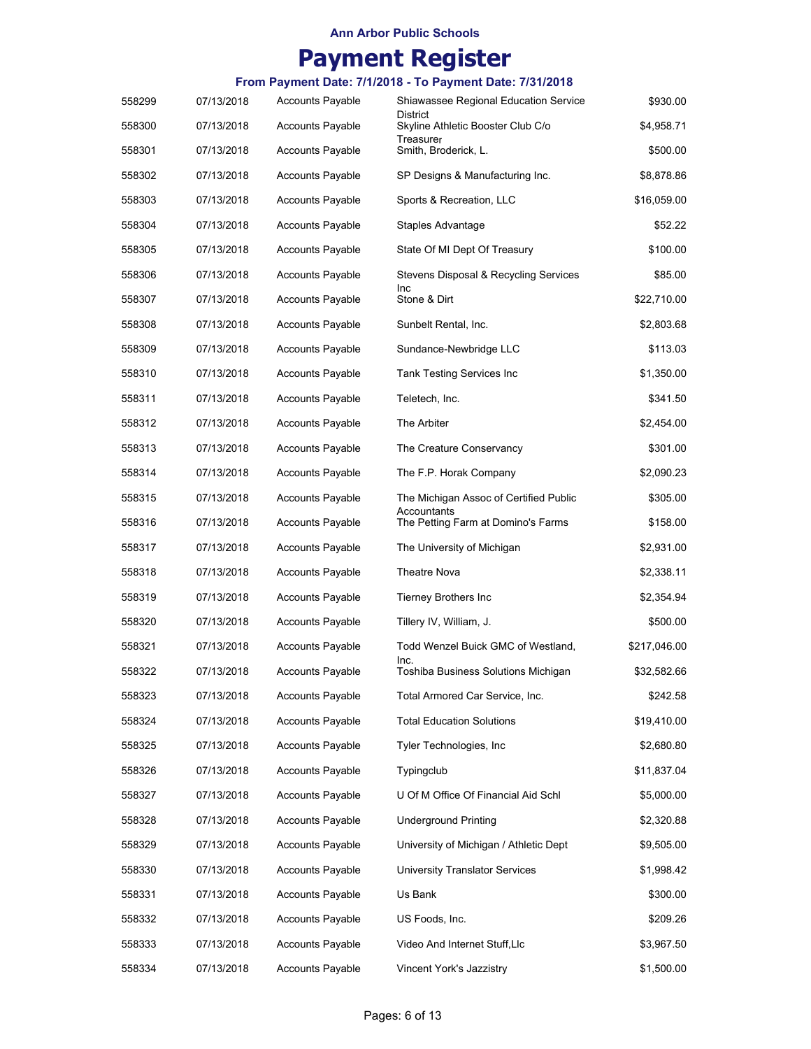Ann Arbor Public Schools

# Payment Register

### From Payment Date: 7/1/2018 - To Payment Date: 7/31/2018

| | | | | |
|---|---|---|---|---|
| 558299 | 07/13/2018 | Accounts Payable | Shiawassee Regional Education Service District | $930.00 |
| 558300 | 07/13/2018 | Accounts Payable | Skyline Athletic Booster Club C/o Treasurer | $4,958.71 |
| 558301 | 07/13/2018 | Accounts Payable | Smith, Broderick, L. | $500.00 |
| 558302 | 07/13/2018 | Accounts Payable | SP Designs & Manufacturing Inc. | $8,878.86 |
| 558303 | 07/13/2018 | Accounts Payable | Sports & Recreation, LLC | $16,059.00 |
| 558304 | 07/13/2018 | Accounts Payable | Staples Advantage | $52.22 |
| 558305 | 07/13/2018 | Accounts Payable | State Of MI Dept Of Treasury | $100.00 |
| 558306 | 07/13/2018 | Accounts Payable | Stevens Disposal & Recycling Services Inc | $85.00 |
| 558307 | 07/13/2018 | Accounts Payable | Stone & Dirt | $22,710.00 |
| 558308 | 07/13/2018 | Accounts Payable | Sunbelt Rental, Inc. | $2,803.68 |
| 558309 | 07/13/2018 | Accounts Payable | Sundance-Newbridge LLC | $113.03 |
| 558310 | 07/13/2018 | Accounts Payable | Tank Testing Services Inc | $1,350.00 |
| 558311 | 07/13/2018 | Accounts Payable | Teletech, Inc. | $341.50 |
| 558312 | 07/13/2018 | Accounts Payable | The Arbiter | $2,454.00 |
| 558313 | 07/13/2018 | Accounts Payable | The Creature Conservancy | $301.00 |
| 558314 | 07/13/2018 | Accounts Payable | The F.P. Horak Company | $2,090.23 |
| 558315 | 07/13/2018 | Accounts Payable | The Michigan Assoc of Certified Public Accountants | $305.00 |
| 558316 | 07/13/2018 | Accounts Payable | The Petting Farm at Domino's Farms | $158.00 |
| 558317 | 07/13/2018 | Accounts Payable | The University of Michigan | $2,931.00 |
| 558318 | 07/13/2018 | Accounts Payable | Theatre Nova | $2,338.11 |
| 558319 | 07/13/2018 | Accounts Payable | Tierney Brothers Inc | $2,354.94 |
| 558320 | 07/13/2018 | Accounts Payable | Tillery IV, William, J. | $500.00 |
| 558321 | 07/13/2018 | Accounts Payable | Todd Wenzel Buick GMC of Westland, Inc. | $217,046.00 |
| 558322 | 07/13/2018 | Accounts Payable | Toshiba Business Solutions Michigan | $32,582.66 |
| 558323 | 07/13/2018 | Accounts Payable | Total Armored Car Service, Inc. | $242.58 |
| 558324 | 07/13/2018 | Accounts Payable | Total Education Solutions | $19,410.00 |
| 558325 | 07/13/2018 | Accounts Payable | Tyler Technologies, Inc | $2,680.80 |
| 558326 | 07/13/2018 | Accounts Payable | Typingclub | $11,837.04 |
| 558327 | 07/13/2018 | Accounts Payable | U Of M Office Of Financial Aid Schl | $5,000.00 |
| 558328 | 07/13/2018 | Accounts Payable | Underground Printing | $2,320.88 |
| 558329 | 07/13/2018 | Accounts Payable | University of Michigan / Athletic Dept | $9,505.00 |
| 558330 | 07/13/2018 | Accounts Payable | University Translator Services | $1,998.42 |
| 558331 | 07/13/2018 | Accounts Payable | Us Bank | $300.00 |
| 558332 | 07/13/2018 | Accounts Payable | US Foods, Inc. | $209.26 |
| 558333 | 07/13/2018 | Accounts Payable | Video And Internet Stuff,Llc | $3,967.50 |
| 558334 | 07/13/2018 | Accounts Payable | Vincent York's Jazzistry | $1,500.00 |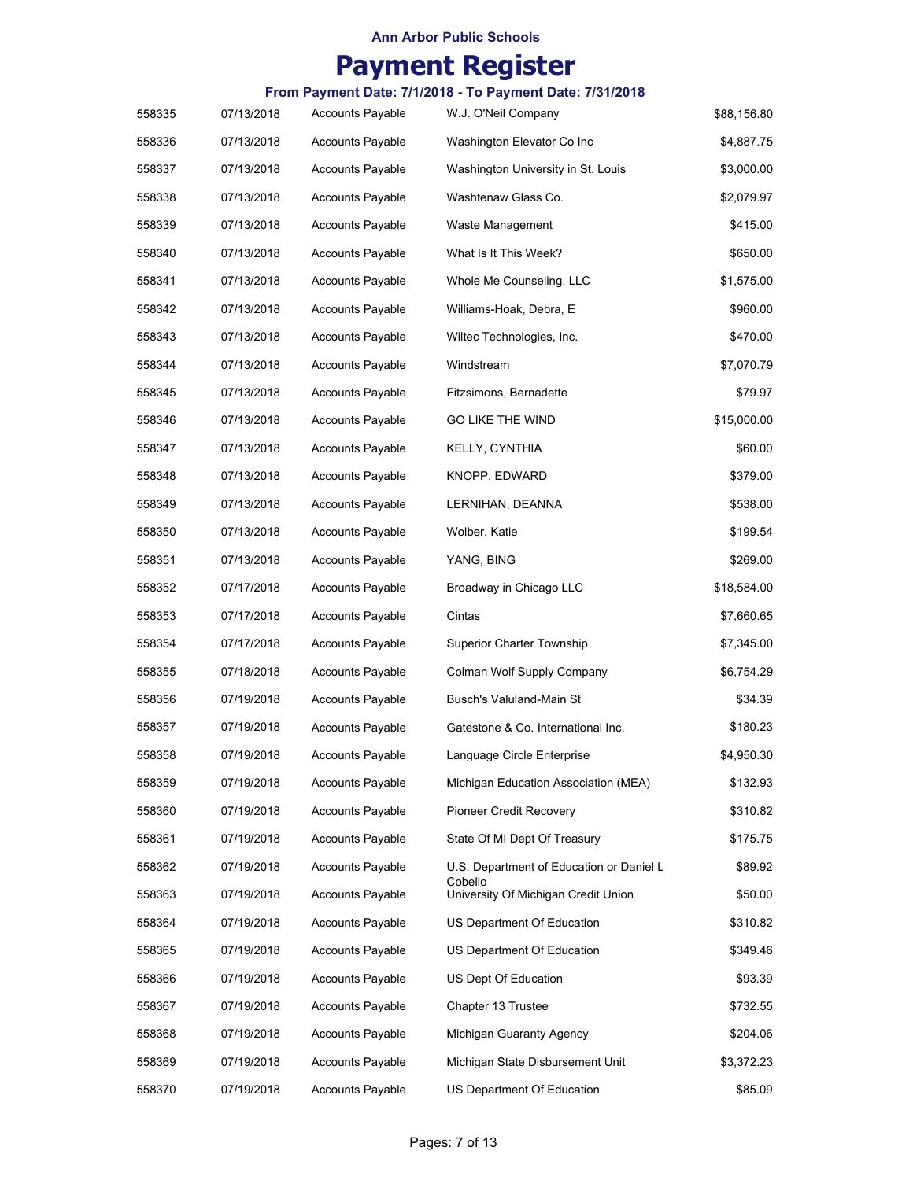Ann Arbor Public Schools

# Payment Register

### From Payment Date: 7/1/2018 - To Payment Date: 7/31/2018

| | | | | |
|---|---|---|---|---|
| 558335 | 07/13/2018 | Accounts Payable | W.J. O'Neil Company | $88,156.80 |
| 558336 | 07/13/2018 | Accounts Payable | Washington Elevator Co Inc | $4,887.75 |
| 558337 | 07/13/2018 | Accounts Payable | Washington University in St. Louis | $3,000.00 |
| 558338 | 07/13/2018 | Accounts Payable | Washtenaw Glass Co. | $2,079.97 |
| 558339 | 07/13/2018 | Accounts Payable | Waste Management | $415.00 |
| 558340 | 07/13/2018 | Accounts Payable | What Is It This Week? | $650.00 |
| 558341 | 07/13/2018 | Accounts Payable | Whole Me Counseling, LLC | $1,575.00 |
| 558342 | 07/13/2018 | Accounts Payable | Williams-Hoak, Debra, E | $960.00 |
| 558343 | 07/13/2018 | Accounts Payable | Wiltec Technologies, Inc. | $470.00 |
| 558344 | 07/13/2018 | Accounts Payable | Windstream | $7,070.79 |
| 558345 | 07/13/2018 | Accounts Payable | Fitzsimons, Bernadette | $79.97 |
| 558346 | 07/13/2018 | Accounts Payable | GO LIKE THE WIND | $15,000.00 |
| 558347 | 07/13/2018 | Accounts Payable | KELLY, CYNTHIA | $60.00 |
| 558348 | 07/13/2018 | Accounts Payable | KNOPP, EDWARD | $379.00 |
| 558349 | 07/13/2018 | Accounts Payable | LERNIHAN, DEANNA | $538.00 |
| 558350 | 07/13/2018 | Accounts Payable | Wolber, Katie | $199.54 |
| 558351 | 07/13/2018 | Accounts Payable | YANG, BING | $269.00 |
| 558352 | 07/17/2018 | Accounts Payable | Broadway in Chicago LLC | $18,584.00 |
| 558353 | 07/17/2018 | Accounts Payable | Cintas | $7,660.65 |
| 558354 | 07/17/2018 | Accounts Payable | Superior Charter Township | $7,345.00 |
| 558355 | 07/18/2018 | Accounts Payable | Colman Wolf Supply Company | $6,754.29 |
| 558356 | 07/19/2018 | Accounts Payable | Busch's Valuland-Main St | $34.39 |
| 558357 | 07/19/2018 | Accounts Payable | Gatestone & Co. International Inc. | $180.23 |
| 558358 | 07/19/2018 | Accounts Payable | Language Circle Enterprise | $4,950.30 |
| 558359 | 07/19/2018 | Accounts Payable | Michigan Education Association (MEA) | $132.93 |
| 558360 | 07/19/2018 | Accounts Payable | Pioneer Credit Recovery | $310.82 |
| 558361 | 07/19/2018 | Accounts Payable | State Of MI Dept Of Treasury | $175.75 |
| 558362 | 07/19/2018 | Accounts Payable | U.S. Department of Education or Daniel L Cobellc | $89.92 |
| 558363 | 07/19/2018 | Accounts Payable | University Of Michigan Credit Union | $50.00 |
| 558364 | 07/19/2018 | Accounts Payable | US Department Of Education | $310.82 |
| 558365 | 07/19/2018 | Accounts Payable | US Department Of Education | $349.46 |
| 558366 | 07/19/2018 | Accounts Payable | US Dept Of Education | $93.39 |
| 558367 | 07/19/2018 | Accounts Payable | Chapter 13 Trustee | $732.55 |
| 558368 | 07/19/2018 | Accounts Payable | Michigan Guaranty Agency | $204.06 |
| 558369 | 07/19/2018 | Accounts Payable | Michigan State Disbursement Unit | $3,372.23 |
| 558370 | 07/19/2018 | Accounts Payable | US Department Of Education | $85.09 |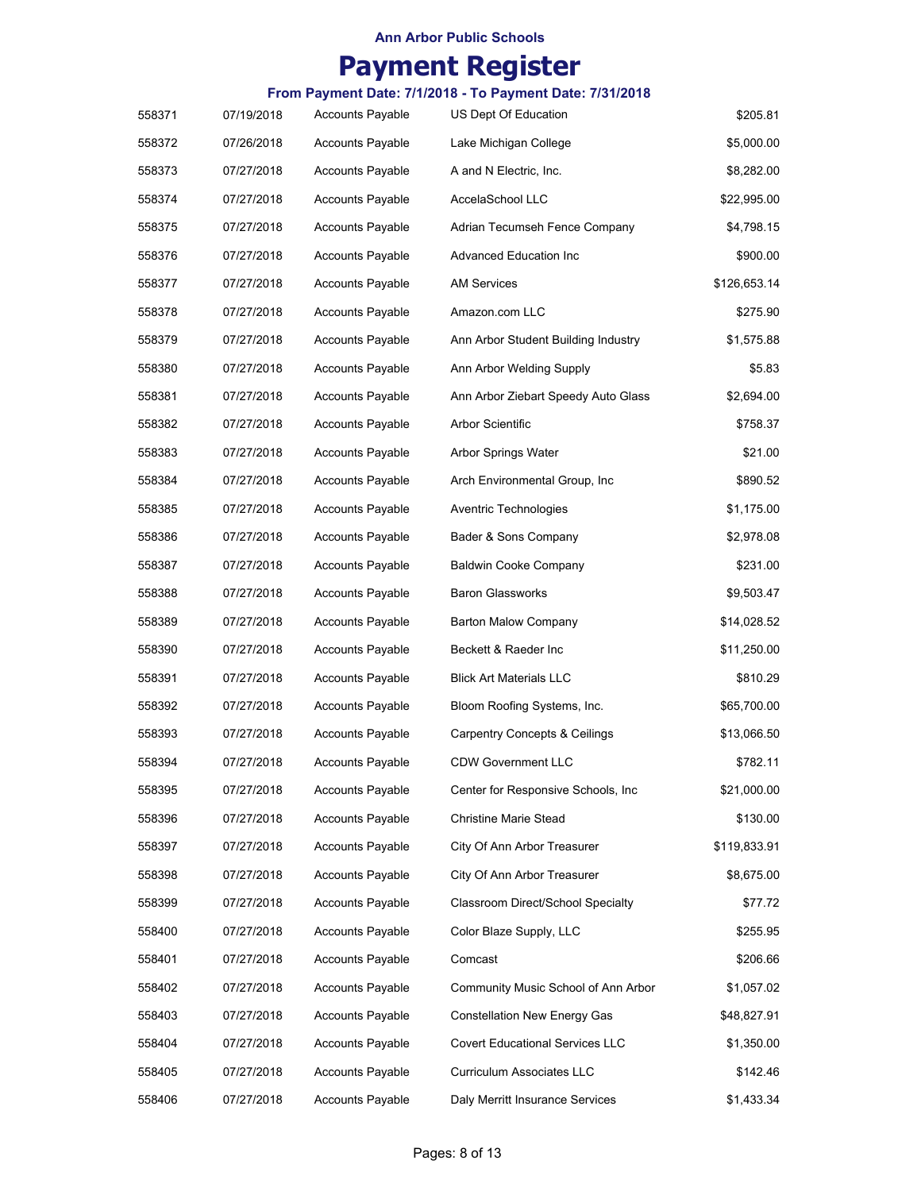**Ann Arbor Public Schools**

# Payment Register

**From Payment Date: 7/1/2018 - To Payment Date: 7/31/2018**

| | | | | |
|---|---|---|---|---|
| 558371 | 07/19/2018 | Accounts Payable | US Dept Of Education | $205.81 |
| 558372 | 07/26/2018 | Accounts Payable | Lake Michigan College | $5,000.00 |
| 558373 | 07/27/2018 | Accounts Payable | A and N Electric, Inc. | $8,282.00 |
| 558374 | 07/27/2018 | Accounts Payable | AccelaSchool LLC | $22,995.00 |
| 558375 | 07/27/2018 | Accounts Payable | Adrian Tecumseh Fence Company | $4,798.15 |
| 558376 | 07/27/2018 | Accounts Payable | Advanced Education Inc | $900.00 |
| 558377 | 07/27/2018 | Accounts Payable | AM Services | $126,653.14 |
| 558378 | 07/27/2018 | Accounts Payable | Amazon.com LLC | $275.90 |
| 558379 | 07/27/2018 | Accounts Payable | Ann Arbor Student Building Industry | $1,575.88 |
| 558380 | 07/27/2018 | Accounts Payable | Ann Arbor Welding Supply | $5.83 |
| 558381 | 07/27/2018 | Accounts Payable | Ann Arbor Ziebart Speedy Auto Glass | $2,694.00 |
| 558382 | 07/27/2018 | Accounts Payable | Arbor Scientific | $758.37 |
| 558383 | 07/27/2018 | Accounts Payable | Arbor Springs Water | $21.00 |
| 558384 | 07/27/2018 | Accounts Payable | Arch Environmental Group, Inc | $890.52 |
| 558385 | 07/27/2018 | Accounts Payable | Aventric Technologies | $1,175.00 |
| 558386 | 07/27/2018 | Accounts Payable | Bader & Sons Company | $2,978.08 |
| 558387 | 07/27/2018 | Accounts Payable | Baldwin Cooke Company | $231.00 |
| 558388 | 07/27/2018 | Accounts Payable | Baron Glassworks | $9,503.47 |
| 558389 | 07/27/2018 | Accounts Payable | Barton Malow Company | $14,028.52 |
| 558390 | 07/27/2018 | Accounts Payable | Beckett & Raeder Inc | $11,250.00 |
| 558391 | 07/27/2018 | Accounts Payable | Blick Art Materials LLC | $810.29 |
| 558392 | 07/27/2018 | Accounts Payable | Bloom Roofing Systems, Inc. | $65,700.00 |
| 558393 | 07/27/2018 | Accounts Payable | Carpentry Concepts & Ceilings | $13,066.50 |
| 558394 | 07/27/2018 | Accounts Payable | CDW Government LLC | $782.11 |
| 558395 | 07/27/2018 | Accounts Payable | Center for Responsive Schools, Inc | $21,000.00 |
| 558396 | 07/27/2018 | Accounts Payable | Christine Marie Stead | $130.00 |
| 558397 | 07/27/2018 | Accounts Payable | City Of Ann Arbor Treasurer | $119,833.91 |
| 558398 | 07/27/2018 | Accounts Payable | City Of Ann Arbor Treasurer | $8,675.00 |
| 558399 | 07/27/2018 | Accounts Payable | Classroom Direct/School Specialty | $77.72 |
| 558400 | 07/27/2018 | Accounts Payable | Color Blaze Supply, LLC | $255.95 |
| 558401 | 07/27/2018 | Accounts Payable | Comcast | $206.66 |
| 558402 | 07/27/2018 | Accounts Payable | Community Music School of Ann Arbor | $1,057.02 |
| 558403 | 07/27/2018 | Accounts Payable | Constellation New Energy Gas | $48,827.91 |
| 558404 | 07/27/2018 | Accounts Payable | Covert Educational Services LLC | $1,350.00 |
| 558405 | 07/27/2018 | Accounts Payable | Curriculum Associates LLC | $142.46 |
| 558406 | 07/27/2018 | Accounts Payable | Daly Merritt Insurance Services | $1,433.34 |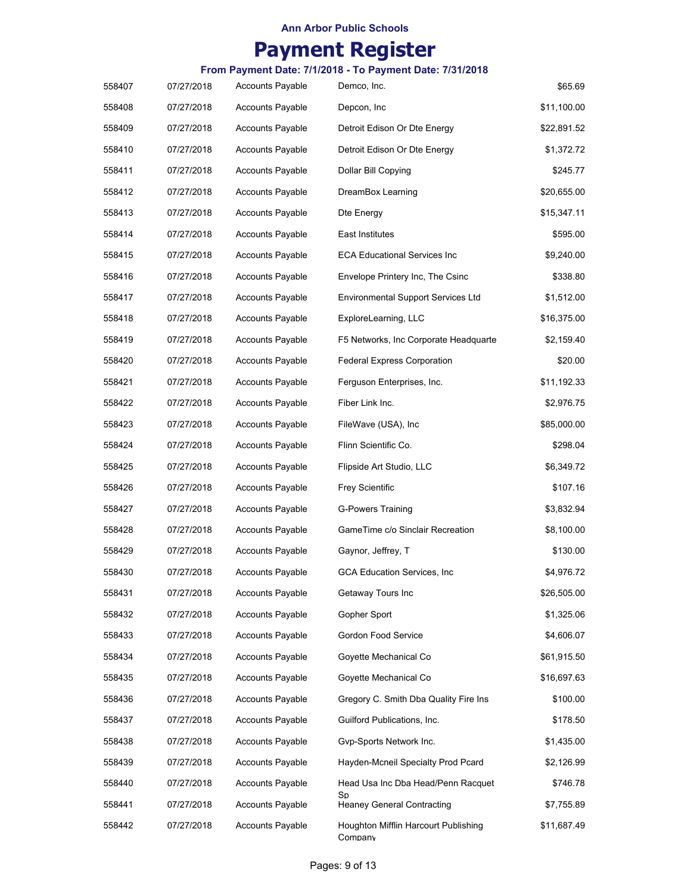# Ann Arbor Public Schools

# Payment Register

### From Payment Date: 7/1/2018 - To Payment Date: 7/31/2018

| | | | | |
|---|---|---|---|---|
| 558407 | 07/27/2018 | Accounts Payable | Demco, Inc. | $65.69 |
| 558408 | 07/27/2018 | Accounts Payable | Depcon, Inc | $11,100.00 |
| 558409 | 07/27/2018 | Accounts Payable | Detroit Edison Or Dte Energy | $22,891.52 |
| 558410 | 07/27/2018 | Accounts Payable | Detroit Edison Or Dte Energy | $1,372.72 |
| 558411 | 07/27/2018 | Accounts Payable | Dollar Bill Copying | $245.77 |
| 558412 | 07/27/2018 | Accounts Payable | DreamBox Learning | $20,655.00 |
| 558413 | 07/27/2018 | Accounts Payable | Dte Energy | $15,347.11 |
| 558414 | 07/27/2018 | Accounts Payable | East Institutes | $595.00 |
| 558415 | 07/27/2018 | Accounts Payable | ECA Educational Services Inc | $9,240.00 |
| 558416 | 07/27/2018 | Accounts Payable | Envelope Printery Inc, The Csinc | $338.80 |
| 558417 | 07/27/2018 | Accounts Payable | Environmental Support Services Ltd | $1,512.00 |
| 558418 | 07/27/2018 | Accounts Payable | ExploreLearning, LLC | $16,375.00 |
| 558419 | 07/27/2018 | Accounts Payable | F5 Networks, Inc Corporate Headquarte | $2,159.40 |
| 558420 | 07/27/2018 | Accounts Payable | Federal Express Corporation | $20.00 |
| 558421 | 07/27/2018 | Accounts Payable | Ferguson Enterprises, Inc. | $11,192.33 |
| 558422 | 07/27/2018 | Accounts Payable | Fiber Link Inc. | $2,976.75 |
| 558423 | 07/27/2018 | Accounts Payable | FileWave (USA), Inc | $85,000.00 |
| 558424 | 07/27/2018 | Accounts Payable | Flinn Scientific Co. | $298.04 |
| 558425 | 07/27/2018 | Accounts Payable | Flipside Art Studio, LLC | $6,349.72 |
| 558426 | 07/27/2018 | Accounts Payable | Frey Scientific | $107.16 |
| 558427 | 07/27/2018 | Accounts Payable | G-Powers Training | $3,832.94 |
| 558428 | 07/27/2018 | Accounts Payable | GameTime c/o Sinclair Recreation | $8,100.00 |
| 558429 | 07/27/2018 | Accounts Payable | Gaynor, Jeffrey, T | $130.00 |
| 558430 | 07/27/2018 | Accounts Payable | GCA Education Services, Inc | $4,976.72 |
| 558431 | 07/27/2018 | Accounts Payable | Getaway Tours Inc | $26,505.00 |
| 558432 | 07/27/2018 | Accounts Payable | Gopher Sport | $1,325.06 |
| 558433 | 07/27/2018 | Accounts Payable | Gordon Food Service | $4,606.07 |
| 558434 | 07/27/2018 | Accounts Payable | Goyette Mechanical Co | $61,915.50 |
| 558435 | 07/27/2018 | Accounts Payable | Goyette Mechanical Co | $16,697.63 |
| 558436 | 07/27/2018 | Accounts Payable | Gregory C. Smith Dba Quality Fire Ins | $100.00 |
| 558437 | 07/27/2018 | Accounts Payable | Guilford Publications, Inc. | $178.50 |
| 558438 | 07/27/2018 | Accounts Payable | Gvp-Sports Network Inc. | $1,435.00 |
| 558439 | 07/27/2018 | Accounts Payable | Hayden-Mcneil Specialty Prod Pcard | $2,126.99 |
| 558440 | 07/27/2018 | Accounts Payable | Head Usa Inc Dba Head/Penn Racquet Sp | $746.78 |
| 558441 | 07/27/2018 | Accounts Payable | Heaney General Contracting | $7,755.89 |
| 558442 | 07/27/2018 | Accounts Payable | Houghton Mifflin Harcourt Publishing Company | $11,687.49 |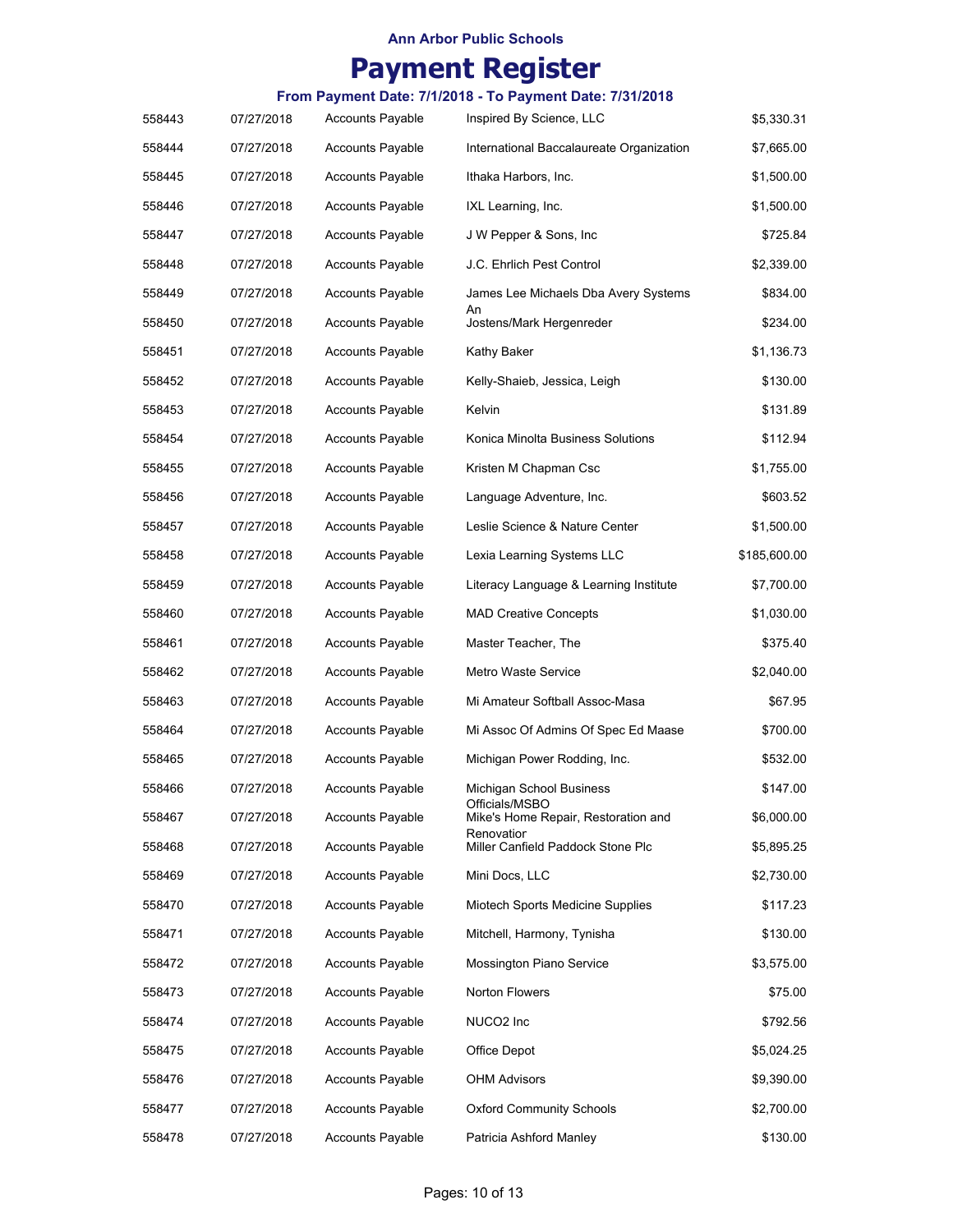# Ann Arbor Public Schools

# Payment Register

### From Payment Date: 7/1/2018 - To Payment Date: 7/31/2018

| | | | | |
|---|---|---|---|---|
| 558443 | 07/27/2018 | Accounts Payable | Inspired By Science, LLC | $5,330.31 |
| 558444 | 07/27/2018 | Accounts Payable | International Baccalaureate Organization | $7,665.00 |
| 558445 | 07/27/2018 | Accounts Payable | Ithaka Harbors, Inc. | $1,500.00 |
| 558446 | 07/27/2018 | Accounts Payable | IXL Learning, Inc. | $1,500.00 |
| 558447 | 07/27/2018 | Accounts Payable | J W Pepper & Sons, Inc | $725.84 |
| 558448 | 07/27/2018 | Accounts Payable | J.C. Ehrlich Pest Control | $2,339.00 |
| 558449 | 07/27/2018 | Accounts Payable | James Lee Michaels Dba Avery Systems An | $834.00 |
| 558450 | 07/27/2018 | Accounts Payable | Jostens/Mark Hergenreder | $234.00 |
| 558451 | 07/27/2018 | Accounts Payable | Kathy Baker | $1,136.73 |
| 558452 | 07/27/2018 | Accounts Payable | Kelly-Shaieb, Jessica, Leigh | $130.00 |
| 558453 | 07/27/2018 | Accounts Payable | Kelvin | $131.89 |
| 558454 | 07/27/2018 | Accounts Payable | Konica Minolta Business Solutions | $112.94 |
| 558455 | 07/27/2018 | Accounts Payable | Kristen M Chapman Csc | $1,755.00 |
| 558456 | 07/27/2018 | Accounts Payable | Language Adventure, Inc. | $603.52 |
| 558457 | 07/27/2018 | Accounts Payable | Leslie Science & Nature Center | $1,500.00 |
| 558458 | 07/27/2018 | Accounts Payable | Lexia Learning Systems LLC | $185,600.00 |
| 558459 | 07/27/2018 | Accounts Payable | Literacy Language & Learning Institute | $7,700.00 |
| 558460 | 07/27/2018 | Accounts Payable | MAD Creative Concepts | $1,030.00 |
| 558461 | 07/27/2018 | Accounts Payable | Master Teacher, The | $375.40 |
| 558462 | 07/27/2018 | Accounts Payable | Metro Waste Service | $2,040.00 |
| 558463 | 07/27/2018 | Accounts Payable | Mi Amateur Softball Assoc-Masa | $67.95 |
| 558464 | 07/27/2018 | Accounts Payable | Mi Assoc Of Admins Of Spec Ed Maase | $700.00 |
| 558465 | 07/27/2018 | Accounts Payable | Michigan Power Rodding, Inc. | $532.00 |
| 558466 | 07/27/2018 | Accounts Payable | Michigan School Business Officials/MSBO | $147.00 |
| 558467 | 07/27/2018 | Accounts Payable | Mike's Home Repair, Restoration and Renovatior | $6,000.00 |
| 558468 | 07/27/2018 | Accounts Payable | Miller Canfield Paddock Stone Plc | $5,895.25 |
| 558469 | 07/27/2018 | Accounts Payable | Mini Docs, LLC | $2,730.00 |
| 558470 | 07/27/2018 | Accounts Payable | Miotech Sports Medicine Supplies | $117.23 |
| 558471 | 07/27/2018 | Accounts Payable | Mitchell, Harmony, Tynisha | $130.00 |
| 558472 | 07/27/2018 | Accounts Payable | Mossington Piano Service | $3,575.00 |
| 558473 | 07/27/2018 | Accounts Payable | Norton Flowers | $75.00 |
| 558474 | 07/27/2018 | Accounts Payable | NUCO2 Inc | $792.56 |
| 558475 | 07/27/2018 | Accounts Payable | Office Depot | $5,024.25 |
| 558476 | 07/27/2018 | Accounts Payable | OHM Advisors | $9,390.00 |
| 558477 | 07/27/2018 | Accounts Payable | Oxford Community Schools | $2,700.00 |
| 558478 | 07/27/2018 | Accounts Payable | Patricia Ashford Manley | $130.00 |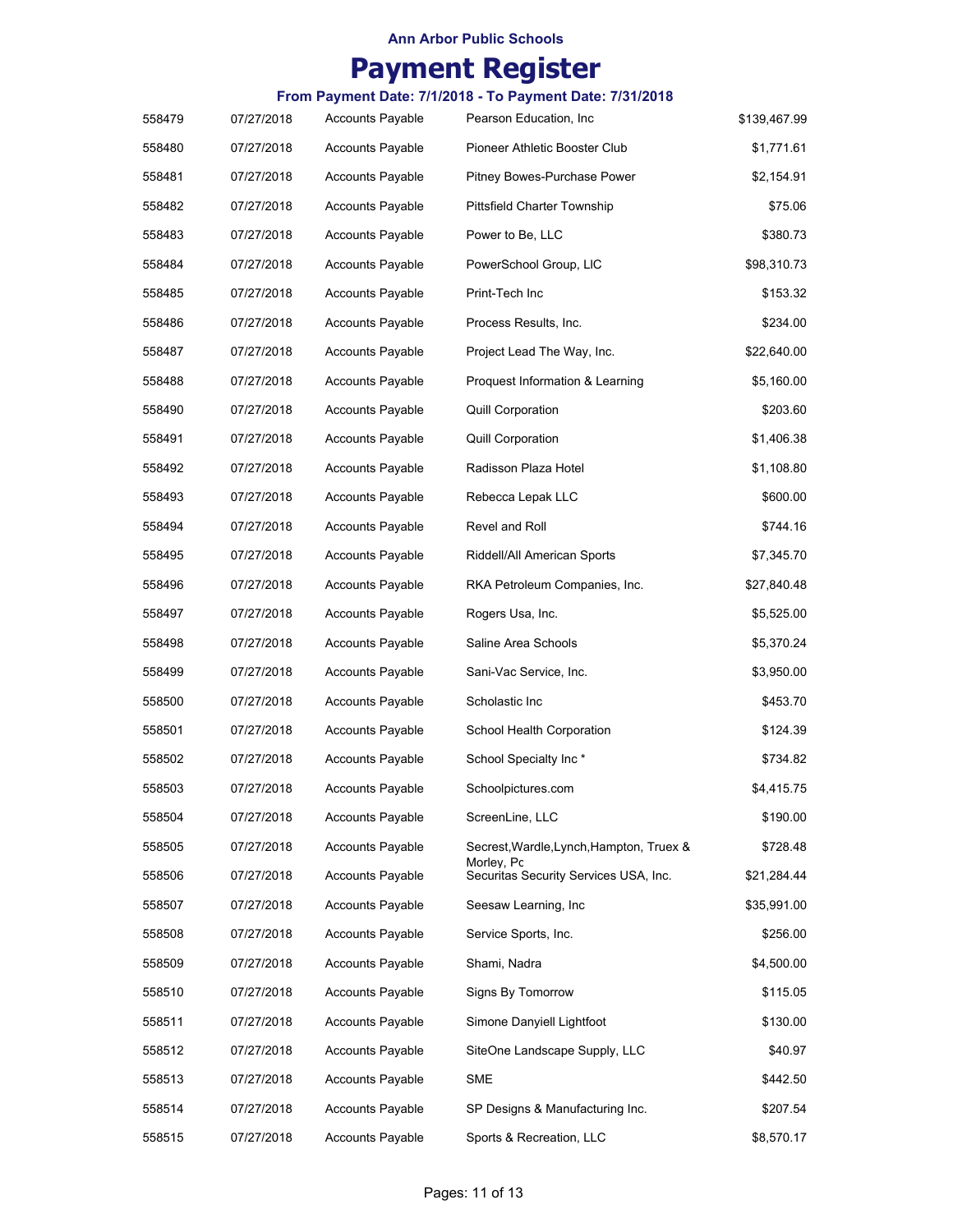Ann Arbor Public Schools

# Payment Register

### From Payment Date: 7/1/2018 - To Payment Date: 7/31/2018

| | | | | |
|---|---|---|---|---|
| 558479 | 07/27/2018 | Accounts Payable | Pearson Education, Inc | $139,467.99 |
| 558480 | 07/27/2018 | Accounts Payable | Pioneer Athletic Booster Club | $1,771.61 |
| 558481 | 07/27/2018 | Accounts Payable | Pitney Bowes-Purchase Power | $2,154.91 |
| 558482 | 07/27/2018 | Accounts Payable | Pittsfield Charter Township | $75.06 |
| 558483 | 07/27/2018 | Accounts Payable | Power to Be, LLC | $380.73 |
| 558484 | 07/27/2018 | Accounts Payable | PowerSchool Group, LlC | $98,310.73 |
| 558485 | 07/27/2018 | Accounts Payable | Print-Tech Inc | $153.32 |
| 558486 | 07/27/2018 | Accounts Payable | Process Results, Inc. | $234.00 |
| 558487 | 07/27/2018 | Accounts Payable | Project Lead The Way, Inc. | $22,640.00 |
| 558488 | 07/27/2018 | Accounts Payable | Proquest Information & Learning | $5,160.00 |
| 558490 | 07/27/2018 | Accounts Payable | Quill Corporation | $203.60 |
| 558491 | 07/27/2018 | Accounts Payable | Quill Corporation | $1,406.38 |
| 558492 | 07/27/2018 | Accounts Payable | Radisson Plaza Hotel | $1,108.80 |
| 558493 | 07/27/2018 | Accounts Payable | Rebecca Lepak LLC | $600.00 |
| 558494 | 07/27/2018 | Accounts Payable | Revel and Roll | $744.16 |
| 558495 | 07/27/2018 | Accounts Payable | Riddell/All American Sports | $7,345.70 |
| 558496 | 07/27/2018 | Accounts Payable | RKA Petroleum Companies, Inc. | $27,840.48 |
| 558497 | 07/27/2018 | Accounts Payable | Rogers Usa, Inc. | $5,525.00 |
| 558498 | 07/27/2018 | Accounts Payable | Saline Area Schools | $5,370.24 |
| 558499 | 07/27/2018 | Accounts Payable | Sani-Vac Service, Inc. | $3,950.00 |
| 558500 | 07/27/2018 | Accounts Payable | Scholastic Inc | $453.70 |
| 558501 | 07/27/2018 | Accounts Payable | School Health Corporation | $124.39 |
| 558502 | 07/27/2018 | Accounts Payable | School Specialty Inc * | $734.82 |
| 558503 | 07/27/2018 | Accounts Payable | Schoolpictures.com | $4,415.75 |
| 558504 | 07/27/2018 | Accounts Payable | ScreenLine, LLC | $190.00 |
| 558505 | 07/27/2018 | Accounts Payable | Secrest,Wardle,Lynch,Hampton, Truex & Morley, Pc | $728.48 |
| 558506 | 07/27/2018 | Accounts Payable | Securitas Security Services USA, Inc. | $21,284.44 |
| 558507 | 07/27/2018 | Accounts Payable | Seesaw Learning, Inc | $35,991.00 |
| 558508 | 07/27/2018 | Accounts Payable | Service Sports, Inc. | $256.00 |
| 558509 | 07/27/2018 | Accounts Payable | Shami, Nadra | $4,500.00 |
| 558510 | 07/27/2018 | Accounts Payable | Signs By Tomorrow | $115.05 |
| 558511 | 07/27/2018 | Accounts Payable | Simone Danyiell Lightfoot | $130.00 |
| 558512 | 07/27/2018 | Accounts Payable | SiteOne Landscape Supply, LLC | $40.97 |
| 558513 | 07/27/2018 | Accounts Payable | SME | $442.50 |
| 558514 | 07/27/2018 | Accounts Payable | SP Designs & Manufacturing Inc. | $207.54 |
| 558515 | 07/27/2018 | Accounts Payable | Sports & Recreation, LLC | $8,570.17 |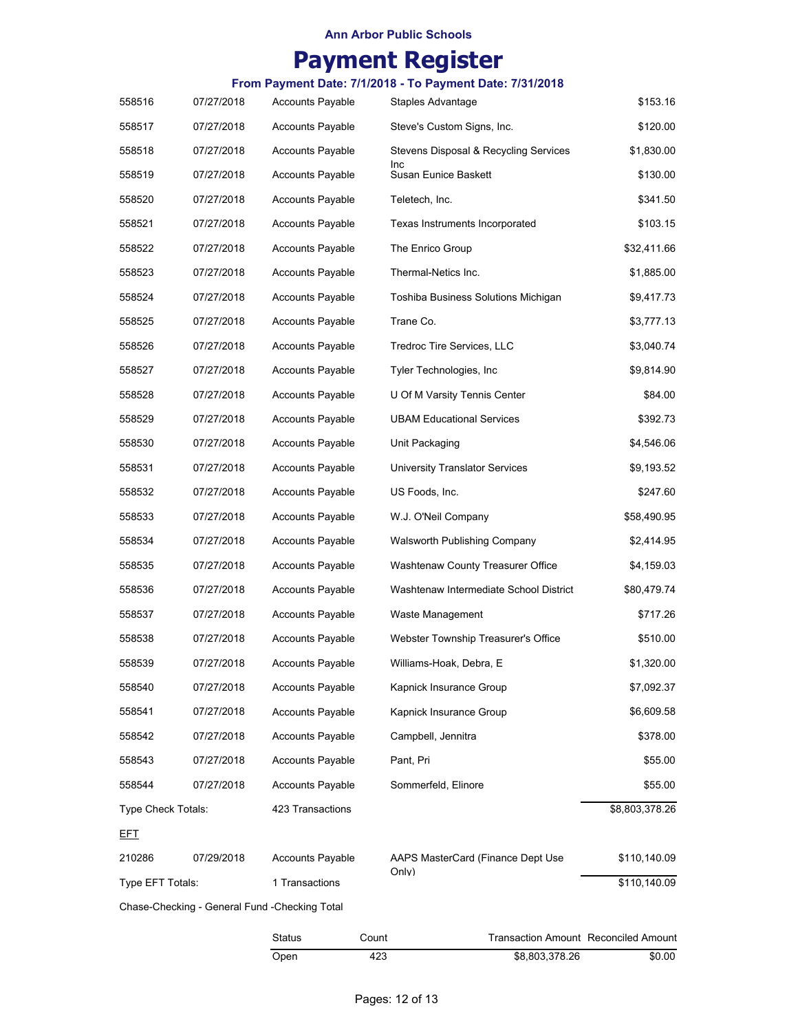**Ann Arbor Public Schools**

# Payment Register

### From Payment Date: 7/1/2018 - To Payment Date: 7/31/2018

| | | | | |
|---|---|---|---|---|
| 558516 | 07/27/2018 | Accounts Payable | Staples Advantage | $153.16 |
| 558517 | 07/27/2018 | Accounts Payable | Steve's Custom Signs, Inc. | $120.00 |
| 558518 | 07/27/2018 | Accounts Payable | Stevens Disposal & Recycling Services Inc | $1,830.00 |
| 558519 | 07/27/2018 | Accounts Payable | Susan Eunice Baskett | $130.00 |
| 558520 | 07/27/2018 | Accounts Payable | Teletech, Inc. | $341.50 |
| 558521 | 07/27/2018 | Accounts Payable | Texas Instruments Incorporated | $103.15 |
| 558522 | 07/27/2018 | Accounts Payable | The Enrico Group | $32,411.66 |
| 558523 | 07/27/2018 | Accounts Payable | Thermal-Netics Inc. | $1,885.00 |
| 558524 | 07/27/2018 | Accounts Payable | Toshiba Business Solutions Michigan | $9,417.73 |
| 558525 | 07/27/2018 | Accounts Payable | Trane Co. | $3,777.13 |
| 558526 | 07/27/2018 | Accounts Payable | Tredroc Tire Services, LLC | $3,040.74 |
| 558527 | 07/27/2018 | Accounts Payable | Tyler Technologies, Inc | $9,814.90 |
| 558528 | 07/27/2018 | Accounts Payable | U Of M Varsity Tennis Center | $84.00 |
| 558529 | 07/27/2018 | Accounts Payable | UBAM Educational Services | $392.73 |
| 558530 | 07/27/2018 | Accounts Payable | Unit Packaging | $4,546.06 |
| 558531 | 07/27/2018 | Accounts Payable | University Translator Services | $9,193.52 |
| 558532 | 07/27/2018 | Accounts Payable | US Foods, Inc. | $247.60 |
| 558533 | 07/27/2018 | Accounts Payable | W.J. O'Neil Company | $58,490.95 |
| 558534 | 07/27/2018 | Accounts Payable | Walsworth Publishing Company | $2,414.95 |
| 558535 | 07/27/2018 | Accounts Payable | Washtenaw County Treasurer Office | $4,159.03 |
| 558536 | 07/27/2018 | Accounts Payable | Washtenaw Intermediate School District | $80,479.74 |
| 558537 | 07/27/2018 | Accounts Payable | Waste Management | $717.26 |
| 558538 | 07/27/2018 | Accounts Payable | Webster Township Treasurer's Office | $510.00 |
| 558539 | 07/27/2018 | Accounts Payable | Williams-Hoak, Debra, E | $1,320.00 |
| 558540 | 07/27/2018 | Accounts Payable | Kapnick Insurance Group | $7,092.37 |
| 558541 | 07/27/2018 | Accounts Payable | Kapnick Insurance Group | $6,609.58 |
| 558542 | 07/27/2018 | Accounts Payable | Campbell, Jennitra | $378.00 |
| 558543 | 07/27/2018 | Accounts Payable | Pant, Pri | $55.00 |
| 558544 | 07/27/2018 | Accounts Payable | Sommerfeld, Elinore | $55.00 |
| Type Check Totals: | | 423 Transactions | | $8,803,378.26 |

EFT

| | | | | |
|---|---|---|---|---|
| 210286 | 07/29/2018 | Accounts Payable | AAPS MasterCard (Finance Dept Use Only) | $110,140.09 |
| Type EFT Totals: | | 1 Transactions | | $110,140.09 |

Chase-Checking - General Fund -Checking Total

| Status | Count | Transaction Amount | Reconciled Amount |
|---|---|---|---|
| Open | 423 | $8,803,378.26 | $0.00 |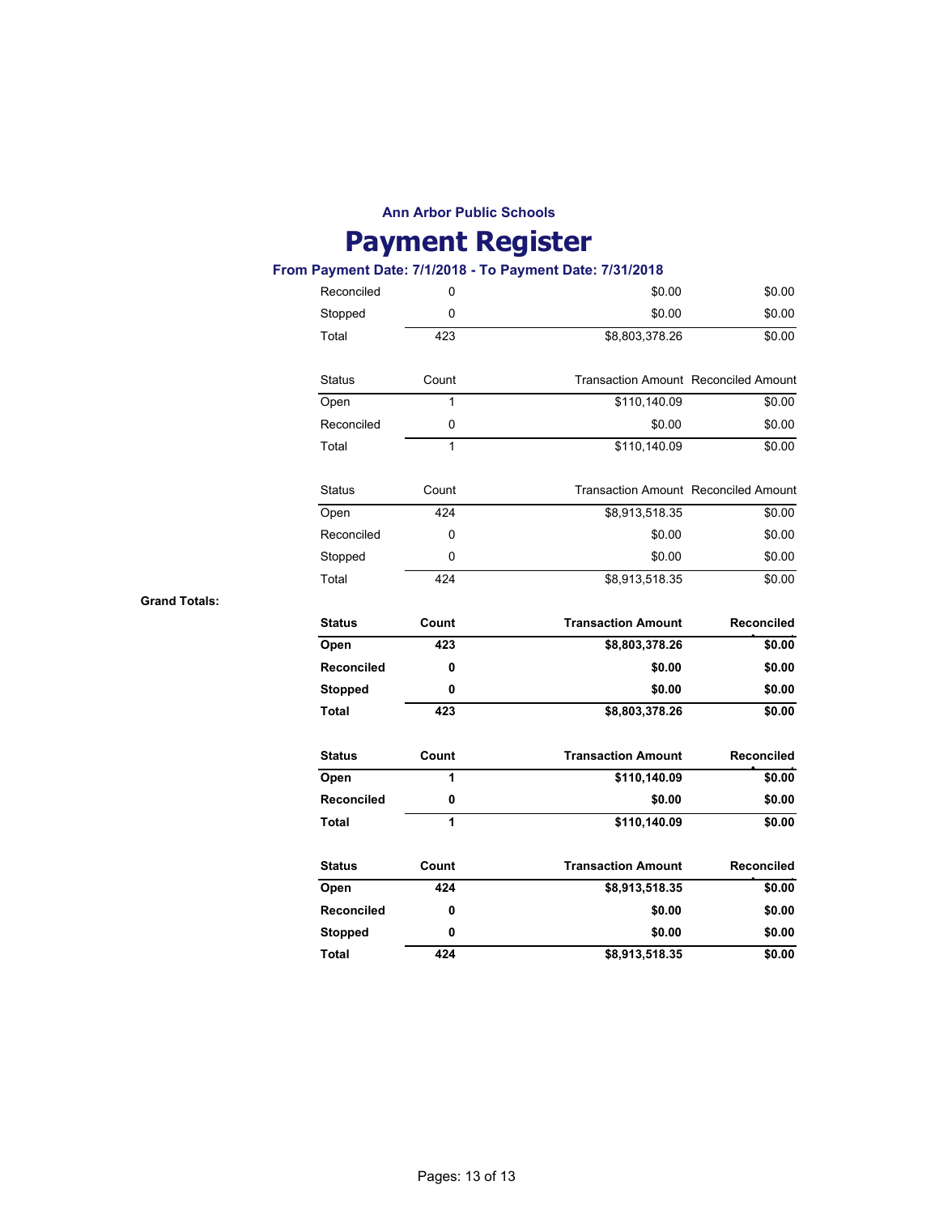Ann Arbor Public Schools

# Payment Register

### From Payment Date: 7/1/2018 - To Payment Date: 7/31/2018

| | | | |
|---|---|---|---|
| Reconciled | 0 | $0.00 | $0.00 |
| Stopped | 0 | $0.00 | $0.00 |
| Total | 423 | $8,803,378.26 | $0.00 |

| Status | Count | Transaction Amount | Reconciled Amount |
|---|---|---|---|
| Open | 1 | $110,140.09 | $0.00 |
| Reconciled | 0 | $0.00 | $0.00 |
| Total | 1 | $110,140.09 | $0.00 |

| Status | Count | Transaction Amount | Reconciled Amount |
|---|---|---|---|
| Open | 424 | $8,913,518.35 | $0.00 |
| Reconciled | 0 | $0.00 | $0.00 |
| Stopped | 0 | $0.00 | $0.00 |
| Total | 424 | $8,913,518.35 | $0.00 |

**Grand Totals:**

| **Status** | **Count** | **Transaction Amount** | **Reconciled** |
|---|---|---|---|
| **Open** | **423** | **$8,803,378.26** | **$0.00** |
| **Reconciled** | **0** | **$0.00** | **$0.00** |
| **Stopped** | **0** | **$0.00** | **$0.00** |
| **Total** | **423** | **$8,803,378.26** | **$0.00** |

| **Status** | **Count** | **Transaction Amount** | **Reconciled** |
|---|---|---|---|
| **Open** | **1** | **$110,140.09** | **$0.00** |
| **Reconciled** | **0** | **$0.00** | **$0.00** |
| **Total** | **1** | **$110,140.09** | **$0.00** |

| **Status** | **Count** | **Transaction Amount** | **Reconciled** |
|---|---|---|---|
| **Open** | **424** | **$8,913,518.35** | **$0.00** |
| **Reconciled** | **0** | **$0.00** | **$0.00** |
| **Stopped** | **0** | **$0.00** | **$0.00** |
| **Total** | **424** | **$8,913,518.35** | **$0.00** |